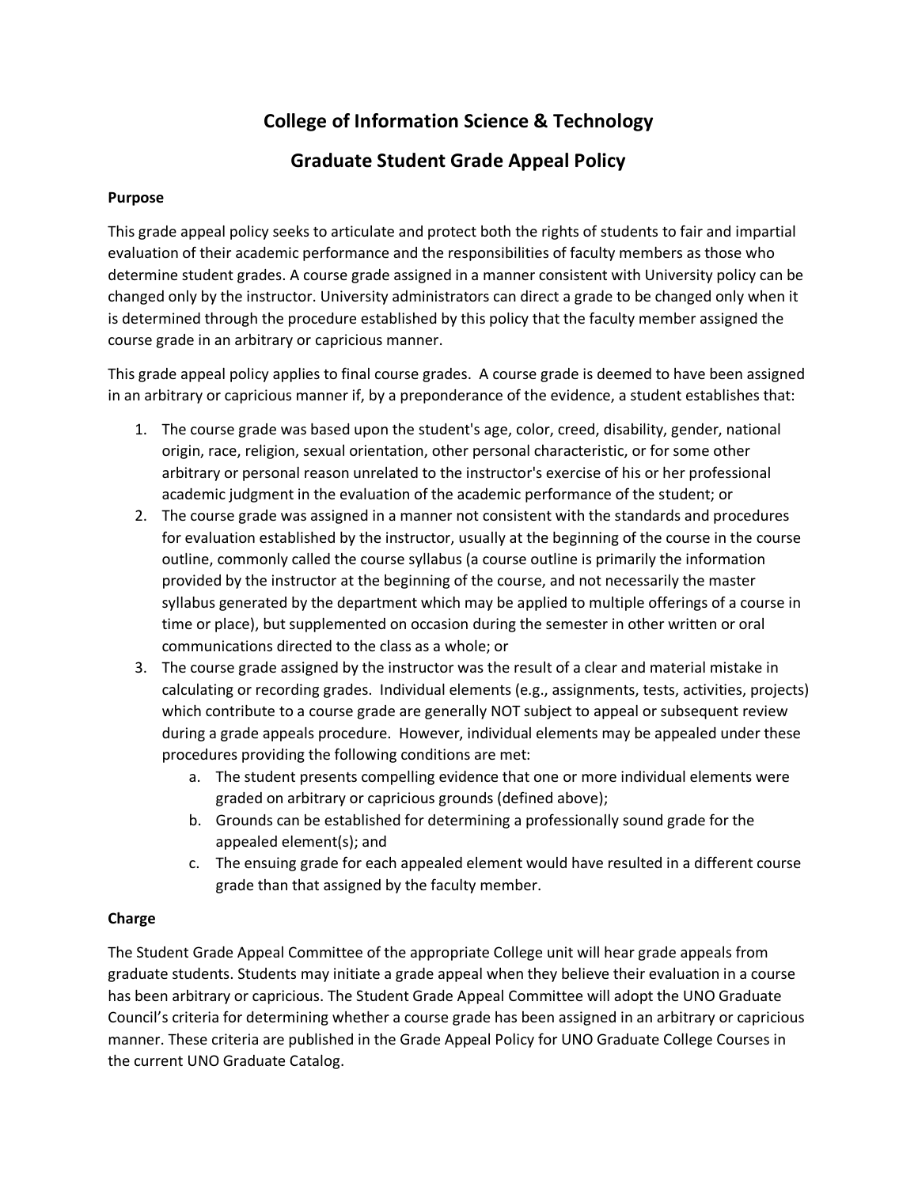# College of Information Science & Technology

## Graduate Student Grade Appeal Policy

**Purpose**

This grade appeal policy seeks to articulate and protect both the rights of students to fair and impartial evaluation of their academic performance and the responsibilities of faculty members as those who determine student grades. A course grade assigned in a manner consistent with University policy can be changed only by the instructor. University administrators can direct a grade to be changed only when it is determined through the procedure established by this policy that the faculty member assigned the course grade in an arbitrary or capricious manner.

This grade appeal policy applies to final course grades. A course grade is deemed to have been assigned in an arbitrary or capricious manner if, by a preponderance of the evidence, a student establishes that:

1. The course grade was based upon the student's age, color, creed, disability, gender, national origin, race, religion, sexual orientation, other personal characteristic, or for some other arbitrary or personal reason unrelated to the instructor's exercise of his or her professional academic judgment in the evaluation of the academic performance of the student; or
2. The course grade was assigned in a manner not consistent with the standards and procedures for evaluation established by the instructor, usually at the beginning of the course in the course outline, commonly called the course syllabus (a course outline is primarily the information provided by the instructor at the beginning of the course, and not necessarily the master syllabus generated by the department which may be applied to multiple offerings of a course in time or place), but supplemented on occasion during the semester in other written or oral communications directed to the class as a whole; or
3. The course grade assigned by the instructor was the result of a clear and material mistake in calculating or recording grades. Individual elements (e.g., assignments, tests, activities, projects) which contribute to a course grade are generally NOT subject to appeal or subsequent review during a grade appeals procedure. However, individual elements may be appealed under these procedures providing the following conditions are met:
    a. The student presents compelling evidence that one or more individual elements were graded on arbitrary or capricious grounds (defined above);
    b. Grounds can be established for determining a professionally sound grade for the appealed element(s); and
    c. The ensuing grade for each appealed element would have resulted in a different course grade than that assigned by the faculty member.

**Charge**

The Student Grade Appeal Committee of the appropriate College unit will hear grade appeals from graduate students. Students may initiate a grade appeal when they believe their evaluation in a course has been arbitrary or capricious. The Student Grade Appeal Committee will adopt the UNO Graduate Council's criteria for determining whether a course grade has been assigned in an arbitrary or capricious manner. These criteria are published in the Grade Appeal Policy for UNO Graduate College Courses in the current UNO Graduate Catalog.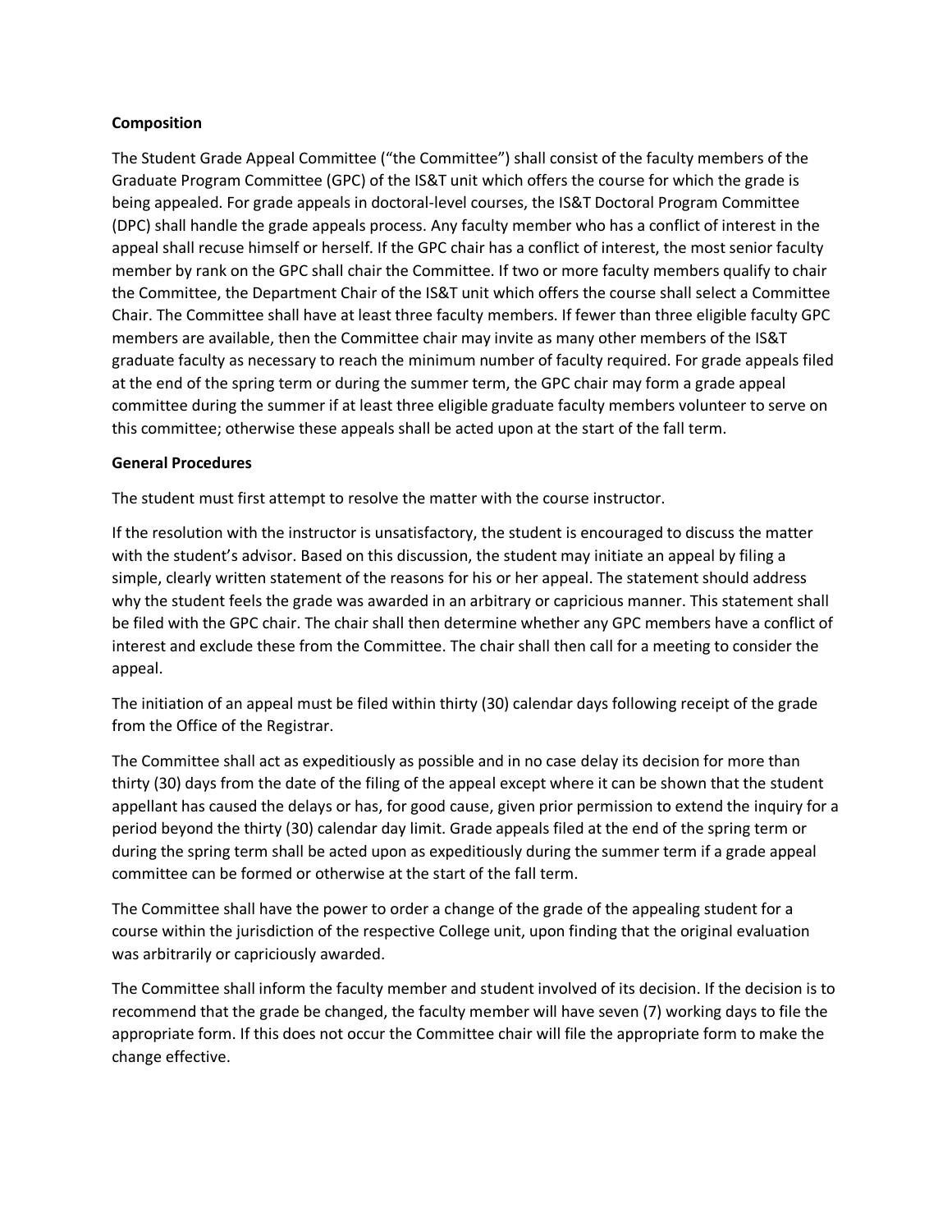**Composition**

The Student Grade Appeal Committee ("the Committee") shall consist of the faculty members of the Graduate Program Committee (GPC) of the IS&T unit which offers the course for which the grade is being appealed. For grade appeals in doctoral-level courses, the IS&T Doctoral Program Committee (DPC) shall handle the grade appeals process. Any faculty member who has a conflict of interest in the appeal shall recuse himself or herself. If the GPC chair has a conflict of interest, the most senior faculty member by rank on the GPC shall chair the Committee. If two or more faculty members qualify to chair the Committee, the Department Chair of the IS&T unit which offers the course shall select a Committee Chair. The Committee shall have at least three faculty members. If fewer than three eligible faculty GPC members are available, then the Committee chair may invite as many other members of the IS&T graduate faculty as necessary to reach the minimum number of faculty required. For grade appeals filed at the end of the spring term or during the summer term, the GPC chair may form a grade appeal committee during the summer if at least three eligible graduate faculty members volunteer to serve on this committee; otherwise these appeals shall be acted upon at the start of the fall term.

**General Procedures**

The student must first attempt to resolve the matter with the course instructor.

If the resolution with the instructor is unsatisfactory, the student is encouraged to discuss the matter with the student's advisor. Based on this discussion, the student may initiate an appeal by filing a simple, clearly written statement of the reasons for his or her appeal. The statement should address why the student feels the grade was awarded in an arbitrary or capricious manner. This statement shall be filed with the GPC chair. The chair shall then determine whether any GPC members have a conflict of interest and exclude these from the Committee. The chair shall then call for a meeting to consider the appeal.

The initiation of an appeal must be filed within thirty (30) calendar days following receipt of the grade from the Office of the Registrar.

The Committee shall act as expeditiously as possible and in no case delay its decision for more than thirty (30) days from the date of the filing of the appeal except where it can be shown that the student appellant has caused the delays or has, for good cause, given prior permission to extend the inquiry for a period beyond the thirty (30) calendar day limit. Grade appeals filed at the end of the spring term or during the spring term shall be acted upon as expeditiously during the summer term if a grade appeal committee can be formed or otherwise at the start of the fall term.

The Committee shall have the power to order a change of the grade of the appealing student for a course within the jurisdiction of the respective College unit, upon finding that the original evaluation was arbitrarily or capriciously awarded.

The Committee shall inform the faculty member and student involved of its decision. If the decision is to recommend that the grade be changed, the faculty member will have seven (7) working days to file the appropriate form. If this does not occur the Committee chair will file the appropriate form to make the change effective.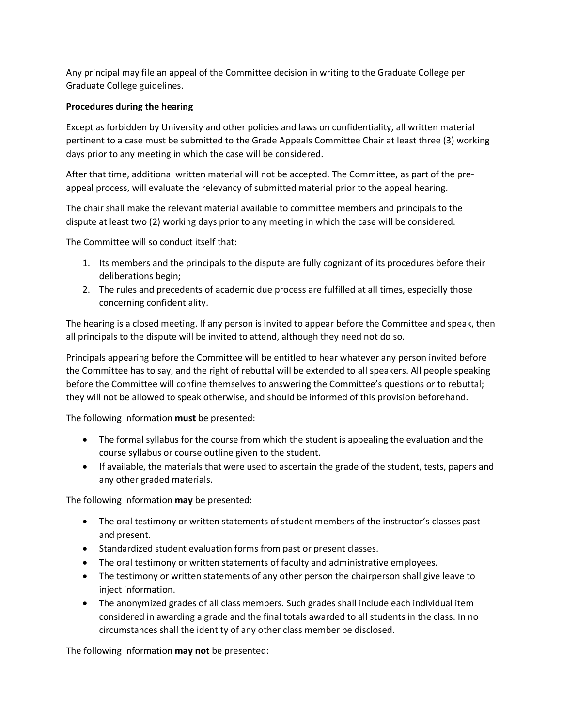Any principal may file an appeal of the Committee decision in writing to the Graduate College per Graduate College guidelines.

**Procedures during the hearing**

Except as forbidden by University and other policies and laws on confidentiality, all written material pertinent to a case must be submitted to the Grade Appeals Committee Chair at least three (3) working days prior to any meeting in which the case will be considered.

After that time, additional written material will not be accepted. The Committee, as part of the pre-appeal process, will evaluate the relevancy of submitted material prior to the appeal hearing.

The chair shall make the relevant material available to committee members and principals to the dispute at least two (2) working days prior to any meeting in which the case will be considered.

The Committee will so conduct itself that:

1. Its members and the principals to the dispute are fully cognizant of its procedures before their deliberations begin;
2. The rules and precedents of academic due process are fulfilled at all times, especially those concerning confidentiality.

The hearing is a closed meeting. If any person is invited to appear before the Committee and speak, then all principals to the dispute will be invited to attend, although they need not do so.

Principals appearing before the Committee will be entitled to hear whatever any person invited before the Committee has to say, and the right of rebuttal will be extended to all speakers. All people speaking before the Committee will confine themselves to answering the Committee's questions or to rebuttal; they will not be allowed to speak otherwise, and should be informed of this provision beforehand.

The following information **must** be presented:

- The formal syllabus for the course from which the student is appealing the evaluation and the course syllabus or course outline given to the student.
- If available, the materials that were used to ascertain the grade of the student, tests, papers and any other graded materials.

The following information **may** be presented:

- The oral testimony or written statements of student members of the instructor's classes past and present.
- Standardized student evaluation forms from past or present classes.
- The oral testimony or written statements of faculty and administrative employees.
- The testimony or written statements of any other person the chairperson shall give leave to inject information.
- The anonymized grades of all class members. Such grades shall include each individual item considered in awarding a grade and the final totals awarded to all students in the class. In no circumstances shall the identity of any other class member be disclosed.

The following information **may not** be presented: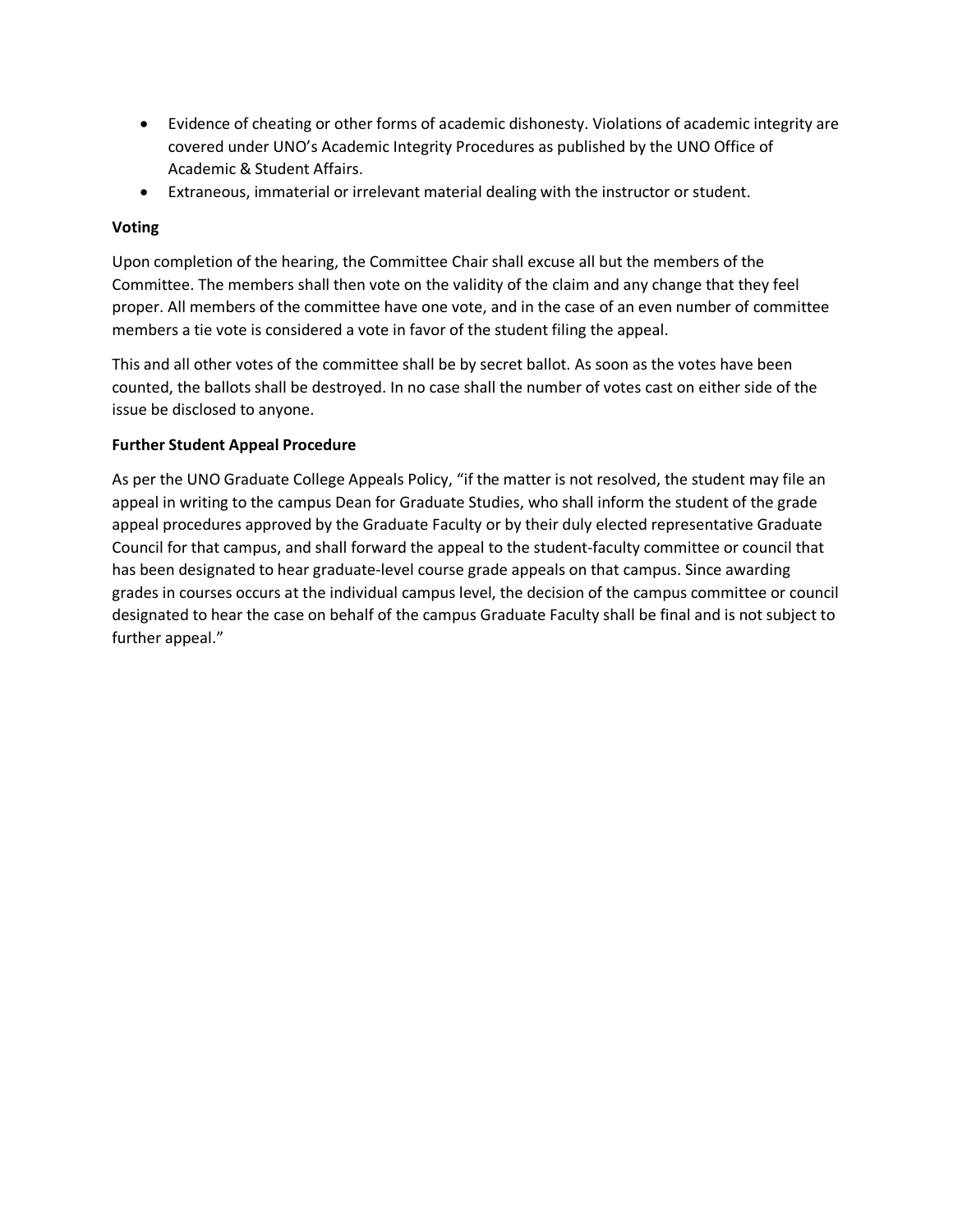- Evidence of cheating or other forms of academic dishonesty. Violations of academic integrity are covered under UNO's Academic Integrity Procedures as published by the UNO Office of Academic & Student Affairs.
- Extraneous, immaterial or irrelevant material dealing with the instructor or student.

**Voting**

Upon completion of the hearing, the Committee Chair shall excuse all but the members of the Committee. The members shall then vote on the validity of the claim and any change that they feel proper. All members of the committee have one vote, and in the case of an even number of committee members a tie vote is considered a vote in favor of the student filing the appeal.

This and all other votes of the committee shall be by secret ballot. As soon as the votes have been counted, the ballots shall be destroyed. In no case shall the number of votes cast on either side of the issue be disclosed to anyone.

**Further Student Appeal Procedure**

As per the UNO Graduate College Appeals Policy, "if the matter is not resolved, the student may file an appeal in writing to the campus Dean for Graduate Studies, who shall inform the student of the grade appeal procedures approved by the Graduate Faculty or by their duly elected representative Graduate Council for that campus, and shall forward the appeal to the student-faculty committee or council that has been designated to hear graduate-level course grade appeals on that campus. Since awarding grades in courses occurs at the individual campus level, the decision of the campus committee or council designated to hear the case on behalf of the campus Graduate Faculty shall be final and is not subject to further appeal."